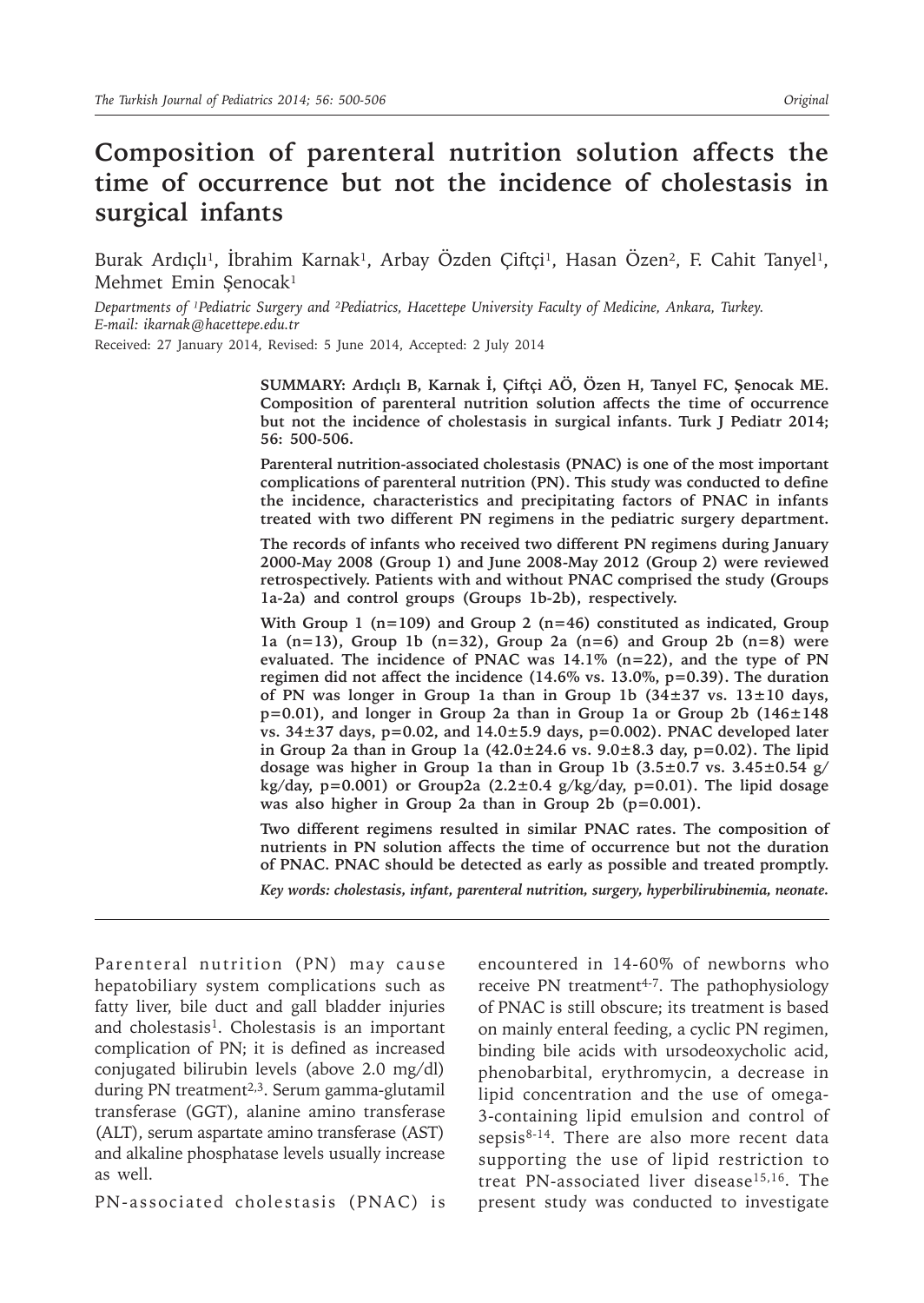# Composition of parenteral nutrition solution affects the time of occurrence but not the incidence of cholestasis in surgical infants

Burak Ardıçlı[1], İbrahim Karnak[1], Arbay Özden Çiftçi[1], Hasan Özen[2], F. Cahit Tanyel[1], Mehmet Emin Şenocak[1]

*Departments of [1]Pediatric Surgery and [2]Pediatrics, Hacettepe University Faculty of Medicine, Ankara, Turkey.*
*E-mail: ikarnak@hacettepe.edu.tr*

Received: 27 January 2014, Revised: 5 June 2014, Accepted: 2 July 2014

**SUMMARY: Ardıçlı B, Karnak İ, Çiftçi AÖ, Özen H, Tanyel FC, Şenocak ME. Composition of parenteral nutrition solution affects the time of occurrence but not the incidence of cholestasis in surgical infants. Turk J Pediatr 2014; 56: 500-506.**

**Parenteral nutrition-associated cholestasis (PNAC) is one of the most important complications of parenteral nutrition (PN). This study was conducted to define the incidence, characteristics and precipitating factors of PNAC in infants treated with two different PN regimens in the pediatric surgery department.**

**The records of infants who received two different PN regimens during January 2000-May 2008 (Group 1) and June 2008-May 2012 (Group 2) were reviewed retrospectively. Patients with and without PNAC comprised the study (Groups 1a-2a) and control groups (Groups 1b-2b), respectively.**

**With Group 1 (n=109) and Group 2 (n=46) constituted as indicated, Group 1a (n=13), Group 1b (n=32), Group 2a (n=6) and Group 2b (n=8) were evaluated. The incidence of PNAC was 14.1% (n=22), and the type of PN regimen did not affect the incidence (14.6% vs. 13.0%, $p=0.39$). The duration of PN was longer in Group 1a than in Group 1b (34±37 vs. 13±10 days, $p=0.01$), and longer in Group 2a than in Group 1a or Group 2b (146±148 vs. 34±37 days, $p=0.02$, and 14.0±5.9 days, $p=0.002$). PNAC developed later in Group 2a than in Group 1a (42.0±24.6 vs. 9.0±8.3 day, $p=0.02$). The lipid dosage was higher in Group 1a than in Group 1b (3.5±0.7 vs. 3.45±0.54 g/kg/day, $p=0.001$) or Group2a (2.2±0.4 g/kg/day, $p=0.01$). The lipid dosage was also higher in Group 2a than in Group 2b ($p=0.001$).**

**Two different regimens resulted in similar PNAC rates. The composition of nutrients in PN solution affects the time of occurrence but not the duration of PNAC. PNAC should be detected as early as possible and treated promptly.**

***Key words:** cholestasis, infant, parenteral nutrition, surgery, hyperbilirubinemia, neonate.*

---

Parenteral nutrition (PN) may cause hepatobiliary system complications such as fatty liver, bile duct and gall bladder injuries and cholestasis[1]. Cholestasis is an important complication of PN; it is defined as increased conjugated bilirubin levels (above 2.0 mg/dl) during PN treatment[2,3]. Serum gamma-glutamil transferase (GGT), alanine amino transferase (ALT), serum aspartate amino transferase (AST) and alkaline phosphatase levels usually increase as well.

PN-associated cholestasis (PNAC) is encountered in 14-60% of newborns who receive PN treatment[4-7]. The pathophysiology of PNAC is still obscure; its treatment is based on mainly enteral feeding, a cyclic PN regimen, binding bile acids with ursodeoxycholic acid, phenobarbital, erythromycin, a decrease in lipid concentration and the use of omega-3-containing lipid emulsion and control of sepsis[8-14]. There are also more recent data supporting the use of lipid restriction to treat PN-associated liver disease[15,16]. The present study was conducted to investigate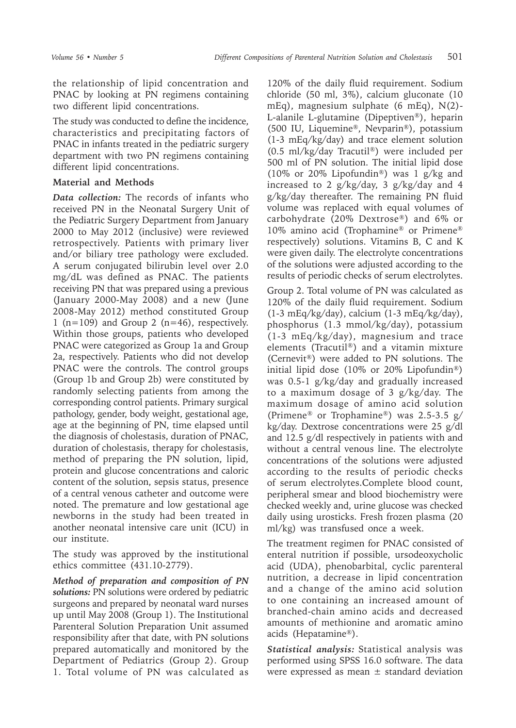the relationship of lipid concentration and PNAC by looking at PN regimens containing two different lipid concentrations.

The study was conducted to define the incidence, characteristics and precipitating factors of PNAC in infants treated in the pediatric surgery department with two PN regimens containing different lipid concentrations.

## Material and Methods

***Data collection:*** The records of infants who received PN in the Neonatal Surgery Unit of the Pediatric Surgery Department from January 2000 to May 2012 (inclusive) were reviewed retrospectively. Patients with primary liver and/or biliary tree pathology were excluded. A serum conjugated bilirubin level over 2.0 mg/dL was defined as PNAC. The patients receiving PN that was prepared using a previous (January 2000-May 2008) and a new (June 2008-May 2012) method constituted Group 1 (n=109) and Group 2 (n=46), respectively. Within those groups, patients who developed PNAC were categorized as Group 1a and Group 2a, respectively. Patients who did not develop PNAC were the controls. The control groups (Group 1b and Group 2b) were constituted by randomly selecting patients from among the corresponding control patients. Primary surgical pathology, gender, body weight, gestational age, age at the beginning of PN, time elapsed until the diagnosis of cholestasis, duration of PNAC, duration of cholestasis, therapy for cholestasis, method of preparing the PN solution, lipid, protein and glucose concentrations and caloric content of the solution, sepsis status, presence of a central venous catheter and outcome were noted. The premature and low gestational age newborns in the study had been treated in another neonatal intensive care unit (ICU) in our institute.

The study was approved by the institutional ethics committee (431.10-2779).

***Method of preparation and composition of PN solutions:*** PN solutions were ordered by pediatric surgeons and prepared by neonatal ward nurses up until May 2008 (Group 1). The Institutional Parenteral Solution Preparation Unit assumed responsibility after that date, with PN solutions prepared automatically and monitored by the Department of Pediatrics (Group 2). Group 1. Total volume of PN was calculated as 120% of the daily fluid requirement. Sodium chloride (50 ml, 3%), calcium gluconate (10 mEq), magnesium sulphate (6 mEq), N(2)-L-alanile L-glutamine (Dipeptiven®), heparin (500 IU, Liquemine®, Nevparin®), potassium (1-3 mEq/kg/day) and trace element solution (0.5 ml/kg/day Tracutil®) were included per 500 ml of PN solution. The initial lipid dose (10% or 20% Lipofundin®) was 1 g/kg and increased to 2 g/kg/day, 3 g/kg/day and 4 g/kg/day thereafter. The remaining PN fluid volume was replaced with equal volumes of carbohydrate (20% Dextrose®) and 6% or 10% amino acid (Trophamine® or Primene® respectively) solutions. Vitamins B, C and K were given daily. The electrolyte concentrations of the solutions were adjusted according to the results of periodic checks of serum electrolytes.

Group 2. Total volume of PN was calculated as 120% of the daily fluid requirement. Sodium (1-3 mEq/kg/day), calcium (1-3 mEq/kg/day), phosphorus (1.3 mmol/kg/day), potassium (1-3 mEq/kg/day), magnesium and trace elements (Tracutil®) and a vitamin mixture (Cernevit®) were added to PN solutions. The initial lipid dose (10% or 20% Lipofundin®) was 0.5-1 g/kg/day and gradually increased to a maximum dosage of 3 g/kg/day. The maximum dosage of amino acid solution (Primene® or Trophamine®) was 2.5-3.5 g/kg/day. Dextrose concentrations were 25 g/dl and 12.5 g/dl respectively in patients with and without a central venous line. The electrolyte concentrations of the solutions were adjusted according to the results of periodic checks of serum electrolytes.Complete blood count, peripheral smear and blood biochemistry were checked weekly and, urine glucose was checked daily using urosticks. Fresh frozen plasma (20 ml/kg) was transfused once a week.

The treatment regimen for PNAC consisted of enteral nutrition if possible, ursodeoxycholic acid (UDA), phenobarbital, cyclic parenteral nutrition, a decrease in lipid concentration and a change of the amino acid solution to one containing an increased amount of branched-chain amino acids and decreased amounts of methionine and aromatic amino acids (Hepatamine®).

***Statistical analysis:*** Statistical analysis was performed using SPSS 16.0 software. The data were expressed as mean ± standard deviation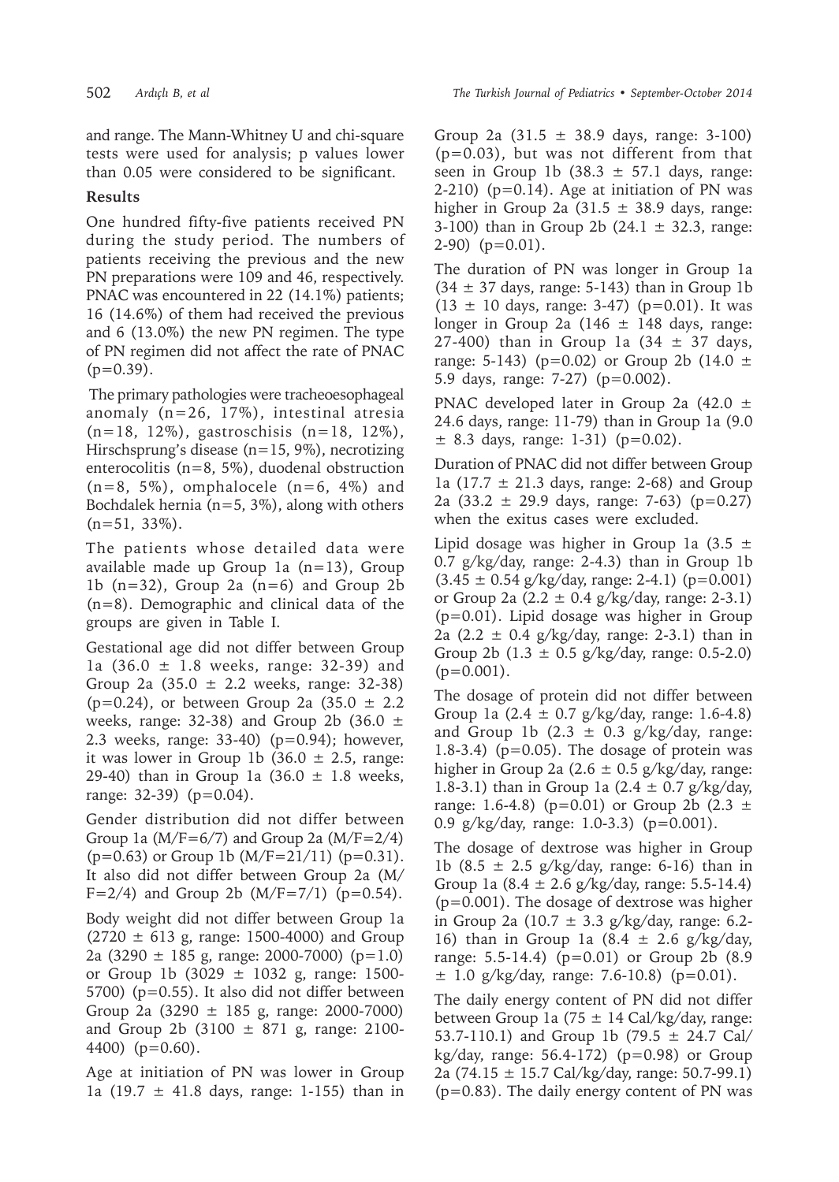and range. The Mann-Whitney U and chi-square tests were used for analysis; p values lower than 0.05 were considered to be significant.

## Results

One hundred fifty-five patients received PN during the study period. The numbers of patients receiving the previous and the new PN preparations were 109 and 46, respectively. PNAC was encountered in 22 (14.1%) patients; 16 (14.6%) of them had received the previous and 6 (13.0%) the new PN regimen. The type of PN regimen did not affect the rate of PNAC (p=0.39).

The primary pathologies were tracheoesophageal anomaly (n=26, 17%), intestinal atresia (n=18, 12%), gastroschisis (n=18, 12%), Hirschsprung's disease (n=15, 9%), necrotizing enterocolitis (n=8, 5%), duodenal obstruction (n=8, 5%), omphalocele (n=6, 4%) and Bochdalek hernia (n=5, 3%), along with others (n=51, 33%).

The patients whose detailed data were available made up Group 1a (n=13), Group 1b (n=32), Group 2a (n=6) and Group 2b (n=8). Demographic and clinical data of the groups are given in Table I.

Gestational age did not differ between Group 1a (36.0 ± 1.8 weeks, range: 32-39) and Group 2a (35.0 ± 2.2 weeks, range: 32-38) (p=0.24), or between Group 2a (35.0 ± 2.2 weeks, range: 32-38) and Group 2b (36.0 ± 2.3 weeks, range: 33-40) (p=0.94); however, it was lower in Group 1b (36.0 ± 2.5, range: 29-40) than in Group 1a (36.0 ± 1.8 weeks, range: 32-39) (p=0.04).

Gender distribution did not differ between Group 1a (M/F=6/7) and Group 2a (M/F=2/4) (p=0.63) or Group 1b (M/F=21/11) (p=0.31). It also did not differ between Group 2a (M/F=2/4) and Group 2b (M/F=7/1) (p=0.54).

Body weight did not differ between Group 1a (2720 ± 613 g, range: 1500-4000) and Group 2a (3290 ± 185 g, range: 2000-7000) (p=1.0) or Group 1b (3029 ± 1032 g, range: 1500-5700) (p=0.55). It also did not differ between Group 2a (3290 ± 185 g, range: 2000-7000) and Group 2b (3100 ± 871 g, range: 2100-4400) (p=0.60).

Age at initiation of PN was lower in Group 1a (19.7 ± 41.8 days, range: 1-155) than in Group 2a (31.5 ± 38.9 days, range: 3-100) (p=0.03), but was not different from that seen in Group 1b (38.3 ± 57.1 days, range: 2-210) (p=0.14). Age at initiation of PN was higher in Group 2a (31.5 ± 38.9 days, range: 3-100) than in Group 2b (24.1 ± 32.3, range: 2-90) (p=0.01).

The duration of PN was longer in Group 1a (34 ± 37 days, range: 5-143) than in Group 1b (13 ± 10 days, range: 3-47) (p=0.01). It was longer in Group 2a (146 ± 148 days, range: 27-400) than in Group 1a (34 ± 37 days, range: 5-143) (p=0.02) or Group 2b (14.0 ± 5.9 days, range: 7-27) (p=0.002).

PNAC developed later in Group 2a (42.0 ± 24.6 days, range: 11-79) than in Group 1a (9.0 ± 8.3 days, range: 1-31) (p=0.02).

Duration of PNAC did not differ between Group 1a (17.7 ± 21.3 days, range: 2-68) and Group 2a (33.2 ± 29.9 days, range: 7-63) (p=0.27) when the exitus cases were excluded.

Lipid dosage was higher in Group 1a (3.5 ± 0.7 g/kg/day, range: 2-4.3) than in Group 1b (3.45 ± 0.54 g/kg/day, range: 2-4.1) (p=0.001) or Group 2a (2.2 ± 0.4 g/kg/day, range: 2-3.1) (p=0.01). Lipid dosage was higher in Group 2a (2.2 ± 0.4 g/kg/day, range: 2-3.1) than in Group 2b (1.3 ± 0.5 g/kg/day, range: 0.5-2.0) (p=0.001).

The dosage of protein did not differ between Group 1a (2.4 ± 0.7 g/kg/day, range: 1.6-4.8) and Group 1b (2.3 ± 0.3 g/kg/day, range: 1.8-3.4) (p=0.05). The dosage of protein was higher in Group 2a (2.6 ± 0.5 g/kg/day, range: 1.8-3.1) than in Group 1a (2.4 ± 0.7 g/kg/day, range: 1.6-4.8) (p=0.01) or Group 2b (2.3 ± 0.9 g/kg/day, range: 1.0-3.3) (p=0.001).

The dosage of dextrose was higher in Group 1b (8.5 ± 2.5 g/kg/day, range: 6-16) than in Group 1a (8.4 ± 2.6 g/kg/day, range: 5.5-14.4) (p=0.001). The dosage of dextrose was higher in Group 2a (10.7 ± 3.3 g/kg/day, range: 6.2-16) than in Group 1a (8.4 ± 2.6 g/kg/day, range: 5.5-14.4) (p=0.01) or Group 2b (8.9 ± 1.0 g/kg/day, range: 7.6-10.8) (p=0.01).

The daily energy content of PN did not differ between Group 1a (75 ± 14 Cal/kg/day, range: 53.7-110.1) and Group 1b (79.5 ± 24.7 Cal/kg/day, range: 56.4-172) (p=0.98) or Group 2a (74.15 ± 15.7 Cal/kg/day, range: 50.7-99.1) (p=0.83). The daily energy content of PN was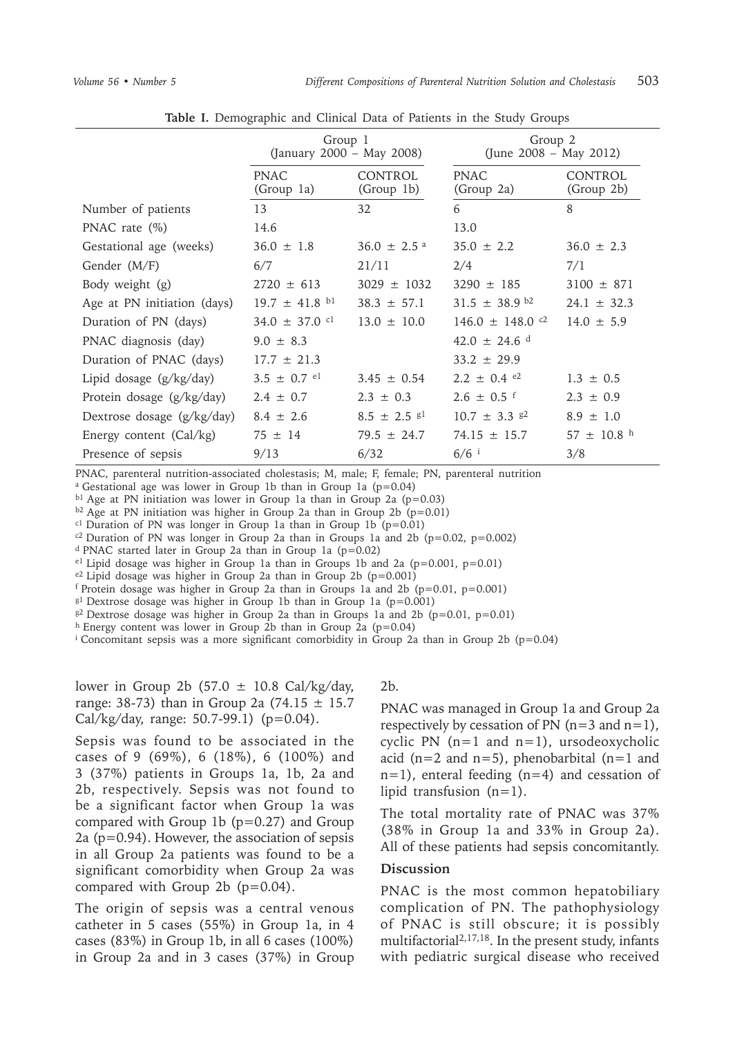**Table I.** Demographic and Clinical Data of Patients in the Study Groups

| | Group 1 (January 2000 – May 2008) | | Group 2 (June 2008 – May 2012) | |
|---|---|---|---|---|
| | PNAC (Group 1a) | CONTROL (Group 1b) | PNAC (Group 2a) | CONTROL (Group 2b) |
| Number of patients | 13 | 32 | 6 | 8 |
| PNAC rate (%) | 14.6 | | 13.0 | |
| Gestational age (weeks) | $36.0 \pm 1.8$ | $36.0 \pm 2.5$ [a] | $35.0 \pm 2.2$ | $36.0 \pm 2.3$ |
| Gender (M/F) | 6/7 | 21/11 | 2/4 | 7/1 |
| Body weight (g) | $2720 \pm 613$ | $3029 \pm 1032$ | $3290 \pm 185$ | $3100 \pm 871$ |
| Age at PN initiation (days) | $19.7 \pm 41.8$ [b1] | $38.3 \pm 57.1$ | $31.5 \pm 38.9$ [b2] | $24.1 \pm 32.3$ |
| Duration of PN (days) | $34.0 \pm 37.0$ [c1] | $13.0 \pm 10.0$ | $146.0 \pm 148.0$ [c2] | $14.0 \pm 5.9$ |
| PNAC diagnosis (day) | $9.0 \pm 8.3$ | | $42.0 \pm 24.6$ [d] | |
| Duration of PNAC (days) | $17.7 \pm 21.3$ | | $33.2 \pm 29.9$ | |
| Lipid dosage (g/kg/day) | $3.5 \pm 0.7$ [e1] | $3.45 \pm 0.54$ | $2.2 \pm 0.4$ [e2] | $1.3 \pm 0.5$ |
| Protein dosage (g/kg/day) | $2.4 \pm 0.7$ | $2.3 \pm 0.3$ | $2.6 \pm 0.5$ [f] | $2.3 \pm 0.9$ |
| Dextrose dosage (g/kg/day) | $8.4 \pm 2.6$ | $8.5 \pm 2.5$ [g1] | $10.7 \pm 3.3$ [g2] | $8.9 \pm 1.0$ |
| Energy content (Cal/kg) | $75 \pm 14$ | $79.5 \pm 24.7$ | $74.15 \pm 15.7$ | $57 \pm 10.8$ [h] |
| Presence of sepsis | 9/13 | 6/32 | 6/6 [i] | 3/8 |

PNAC, parenteral nutrition-associated cholestasis; M, male; F, female; PN, parenteral nutrition

[a] Gestational age was lower in Group 1b than in Group 1a ($p=0.04$)

[b1] Age at PN initiation was lower in Group 1a than in Group 2a ($p=0.03$)

[b2] Age at PN initiation was higher in Group 2a than in Group 2b ($p=0.01$)

[c1] Duration of PN was longer in Group 1a than in Group 1b ($p=0.01$)

[c2] Duration of PN was longer in Group 2a than in Groups 1a and 2b ($p=0.02$, $p=0.002$)

[d] PNAC started later in Group 2a than in Group 1a ($p=0.02$)

[e1] Lipid dosage was higher in Group 1a than in Groups 1b and 2a ($p=0.001$, $p=0.01$)

[e2] Lipid dosage was higher in Group 2a than in Group 2b ($p=0.001$)

[f] Protein dosage was higher in Group 2a than in Groups 1a and 2b ($p=0.01$, $p=0.001$)

[g1] Dextrose dosage was higher in Group 1b than in Group 1a ($p=0.001$)

[g2] Dextrose dosage was higher in Group 2a than in Groups 1a and 2b ($p=0.01$, $p=0.01$)

[h] Energy content was lower in Group 2b than in Group 2a ($p=0.04$)

[i] Concomitant sepsis was a more significant comorbidity in Group 2a than in Group 2b ($p=0.04$)

lower in Group 2b ($57.0 \pm 10.8$ Cal/kg/day, range: 38-73) than in Group 2a ($74.15 \pm 15.7$ Cal/kg/day, range: 50.7-99.1) ($p=0.04$).

Sepsis was found to be associated in the cases of 9 (69%), 6 (18%), 6 (100%) and 3 (37%) patients in Groups 1a, 1b, 2a and 2b, respectively. Sepsis was not found to be a significant factor when Group 1a was compared with Group 1b ($p=0.27$) and Group 2a ($p=0.94$). However, the association of sepsis in all Group 2a patients was found to be a significant comorbidity when Group 2a was compared with Group 2b ($p=0.04$).

The origin of sepsis was a central venous catheter in 5 cases (55%) in Group 1a, in 4 cases (83%) in Group 1b, in all 6 cases (100%) in Group 2a and in 3 cases (37%) in Group 2b.

PNAC was managed in Group 1a and Group 2a respectively by cessation of PN (n=3 and n=1), cyclic PN (n=1 and n=1), ursodeoxycholic acid (n=2 and n=5), phenobarbital (n=1 and n=1), enteral feeding (n=4) and cessation of lipid transfusion (n=1).

The total mortality rate of PNAC was 37% (38% in Group 1a and 33% in Group 2a). All of these patients had sepsis concomitantly.

## Discussion

PNAC is the most common hepatobiliary complication of PN. The pathophysiology of PNAC is still obscure; it is possibly multifactorial[2,17,18]. In the present study, infants with pediatric surgical disease who received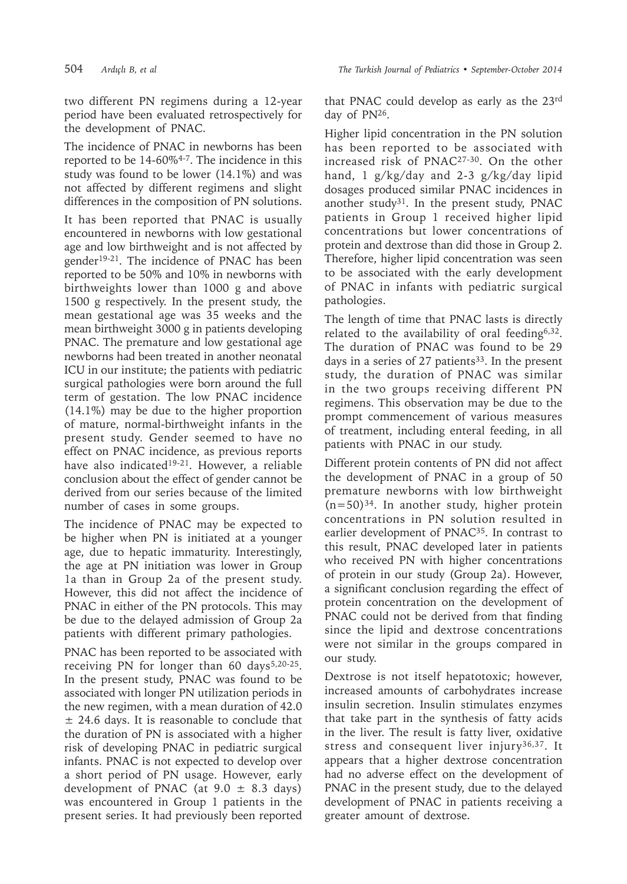two different PN regimens during a 12-year period have been evaluated retrospectively for the development of PNAC.

The incidence of PNAC in newborns has been reported to be 14-60%[4-7]. The incidence in this study was found to be lower (14.1%) and was not affected by different regimens and slight differences in the composition of PN solutions.

It has been reported that PNAC is usually encountered in newborns with low gestational age and low birthweight and is not affected by gender[19-21]. The incidence of PNAC has been reported to be 50% and 10% in newborns with birthweights lower than 1000 g and above 1500 g respectively. In the present study, the mean gestational age was 35 weeks and the mean birthweight 3000 g in patients developing PNAC. The premature and low gestational age newborns had been treated in another neonatal ICU in our institute; the patients with pediatric surgical pathologies were born around the full term of gestation. The low PNAC incidence (14.1%) may be due to the higher proportion of mature, normal-birthweight infants in the present study. Gender seemed to have no effect on PNAC incidence, as previous reports have also indicated[19-21]. However, a reliable conclusion about the effect of gender cannot be derived from our series because of the limited number of cases in some groups.

The incidence of PNAC may be expected to be higher when PN is initiated at a younger age, due to hepatic immaturity. Interestingly, the age at PN initiation was lower in Group 1a than in Group 2a of the present study. However, this did not affect the incidence of PNAC in either of the PN protocols. This may be due to the delayed admission of Group 2a patients with different primary pathologies.

PNAC has been reported to be associated with receiving PN for longer than 60 days[5,20-25]. In the present study, PNAC was found to be associated with longer PN utilization periods in the new regimen, with a mean duration of 42.0 $\pm$ 24.6 days. It is reasonable to conclude that the duration of PN is associated with a higher risk of developing PNAC in pediatric surgical infants. PNAC is not expected to develop over a short period of PN usage. However, early development of PNAC (at 9.0 $\pm$ 8.3 days) was encountered in Group 1 patients in the present series. It had previously been reported that PNAC could develop as early as the 23rd day of PN[26].

Higher lipid concentration in the PN solution has been reported to be associated with increased risk of PNAC[27-30]. On the other hand, 1 g/kg/day and 2-3 g/kg/day lipid dosages produced similar PNAC incidences in another study[31]. In the present study, PNAC patients in Group 1 received higher lipid concentrations but lower concentrations of protein and dextrose than did those in Group 2. Therefore, higher lipid concentration was seen to be associated with the early development of PNAC in infants with pediatric surgical pathologies.

The length of time that PNAC lasts is directly related to the availability of oral feeding[6,32]. The duration of PNAC was found to be 29 days in a series of 27 patients[33]. In the present study, the duration of PNAC was similar in the two groups receiving different PN regimens. This observation may be due to the prompt commencement of various measures of treatment, including enteral feeding, in all patients with PNAC in our study.

Different protein contents of PN did not affect the development of PNAC in a group of 50 premature newborns with low birthweight (n=50)[34]. In another study, higher protein concentrations in PN solution resulted in earlier development of PNAC[35]. In contrast to this result, PNAC developed later in patients who received PN with higher concentrations of protein in our study (Group 2a). However, a significant conclusion regarding the effect of protein concentration on the development of PNAC could not be derived from that finding since the lipid and dextrose concentrations were not similar in the groups compared in our study.

Dextrose is not itself hepatotoxic; however, increased amounts of carbohydrates increase insulin secretion. Insulin stimulates enzymes that take part in the synthesis of fatty acids in the liver. The result is fatty liver, oxidative stress and consequent liver injury[36,37]. It appears that a higher dextrose concentration had no adverse effect on the development of PNAC in the present study, due to the delayed development of PNAC in patients receiving a greater amount of dextrose.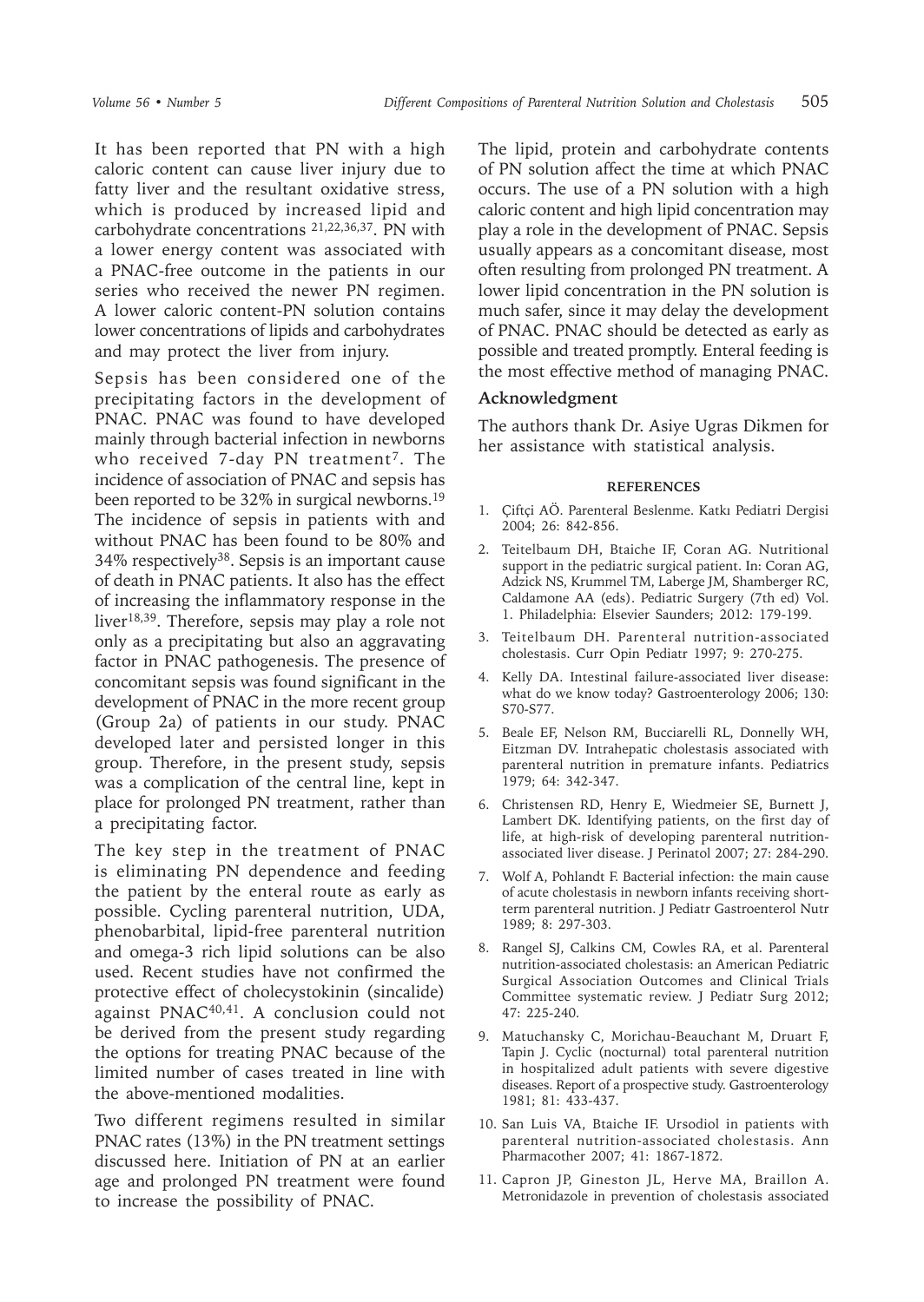It has been reported that PN with a high caloric content can cause liver injury due to fatty liver and the resultant oxidative stress, which is produced by increased lipid and carbohydrate concentrations [21,22,36,37]. PN with a lower energy content was associated with a PNAC-free outcome in the patients in our series who received the newer PN regimen. A lower caloric content-PN solution contains lower concentrations of lipids and carbohydrates and may protect the liver from injury.

Sepsis has been considered one of the precipitating factors in the development of PNAC. PNAC was found to have developed mainly through bacterial infection in newborns who received 7-day PN treatment[7]. The incidence of association of PNAC and sepsis has been reported to be 32% in surgical newborns.[19] The incidence of sepsis in patients with and without PNAC has been found to be 80% and 34% respectively[38]. Sepsis is an important cause of death in PNAC patients. It also has the effect of increasing the inflammatory response in the liver[18,39]. Therefore, sepsis may play a role not only as a precipitating but also an aggravating factor in PNAC pathogenesis. The presence of concomitant sepsis was found significant in the development of PNAC in the more recent group (Group 2a) of patients in our study. PNAC developed later and persisted longer in this group. Therefore, in the present study, sepsis was a complication of the central line, kept in place for prolonged PN treatment, rather than a precipitating factor.

The key step in the treatment of PNAC is eliminating PN dependence and feeding the patient by the enteral route as early as possible. Cycling parenteral nutrition, UDA, phenobarbital, lipid-free parenteral nutrition and omega-3 rich lipid solutions can be also used. Recent studies have not confirmed the protective effect of cholecystokinin (sincalide) against PNAC[40,41]. A conclusion could not be derived from the present study regarding the options for treating PNAC because of the limited number of cases treated in line with the above-mentioned modalities.

Two different regimens resulted in similar PNAC rates (13%) in the PN treatment settings discussed here. Initiation of PN at an earlier age and prolonged PN treatment were found to increase the possibility of PNAC.

The lipid, protein and carbohydrate contents of PN solution affect the time at which PNAC occurs. The use of a PN solution with a high caloric content and high lipid concentration may play a role in the development of PNAC. Sepsis usually appears as a concomitant disease, most often resulting from prolonged PN treatment. A lower lipid concentration in the PN solution is much safer, since it may delay the development of PNAC. PNAC should be detected as early as possible and treated promptly. Enteral feeding is the most effective method of managing PNAC.

## Acknowledgment

The authors thank Dr. Asiye Ugras Dikmen for her assistance with statistical analysis.

## REFERENCES

1. Çiftçi AÖ. Parenteral Beslenme. Katkı Pediatri Dergisi 2004; 26: 842-856.
2. Teitelbaum DH, Btaiche IF, Coran AG. Nutritional support in the pediatric surgical patient. In: Coran AG, Adzick NS, Krummel TM, Laberge JM, Shamberger RC, Caldamone AA (eds). Pediatric Surgery (7th ed) Vol. 1. Philadelphia: Elsevier Saunders; 2012: 179-199.
3. Teitelbaum DH. Parenteral nutrition-associated cholestasis. Curr Opin Pediatr 1997; 9: 270-275.
4. Kelly DA. Intestinal failure-associated liver disease: what do we know today? Gastroenterology 2006; 130: S70-S77.
5. Beale EF, Nelson RM, Bucciarelli RL, Donnelly WH, Eitzman DV. Intrahepatic cholestasis associated with parenteral nutrition in premature infants. Pediatrics 1979; 64: 342-347.
6. Christensen RD, Henry E, Wiedmeier SE, Burnett J, Lambert DK. Identifying patients, on the first day of life, at high-risk of developing parenteral nutrition-associated liver disease. J Perinatol 2007; 27: 284-290.
7. Wolf A, Pohlandt F. Bacterial infection: the main cause of acute cholestasis in newborn infants receiving short-term parenteral nutrition. J Pediatr Gastroenterol Nutr 1989; 8: 297-303.
8. Rangel SJ, Calkins CM, Cowles RA, et al. Parenteral nutrition-associated cholestasis: an American Pediatric Surgical Association Outcomes and Clinical Trials Committee systematic review. J Pediatr Surg 2012; 47: 225-240.
9. Matuchansky C, Morichau-Beauchant M, Druart F, Tapin J. Cyclic (nocturnal) total parenteral nutrition in hospitalized adult patients with severe digestive diseases. Report of a prospective study. Gastroenterology 1981; 81: 433-437.
10. San Luis VA, Btaiche IF. Ursodiol in patients with parenteral nutrition-associated cholestasis. Ann Pharmacother 2007; 41: 1867-1872.
11. Capron JP, Gineston JL, Herve MA, Braillon A. Metronidazole in prevention of cholestasis associated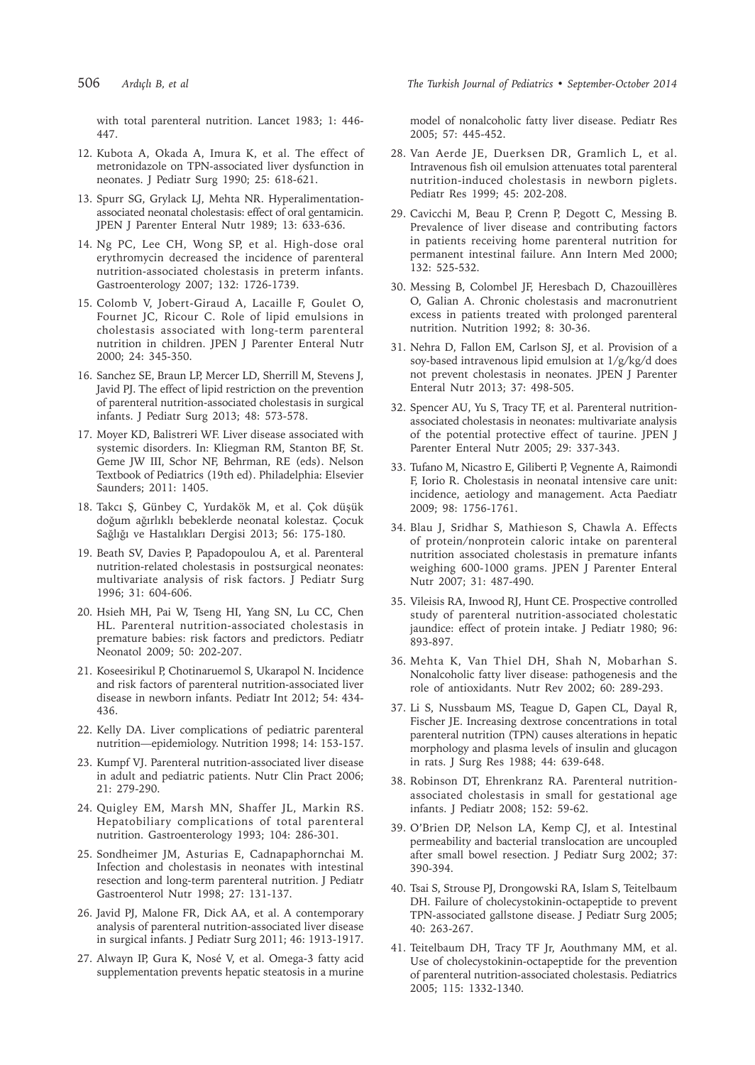with total parenteral nutrition. Lancet 1983; 1: 446-447.

12. Kubota A, Okada A, Imura K, et al. The effect of metronidazole on TPN-associated liver dysfunction in neonates. J Pediatr Surg 1990; 25: 618-621.
13. Spurr SG, Grylack LJ, Mehta NR. Hyperalimentation-associated neonatal cholestasis: effect of oral gentamicin. JPEN J Parenter Enteral Nutr 1989; 13: 633-636.
14. Ng PC, Lee CH, Wong SP, et al. High-dose oral erythromycin decreased the incidence of parenteral nutrition-associated cholestasis in preterm infants. Gastroenterology 2007; 132: 1726-1739.
15. Colomb V, Jobert-Giraud A, Lacaille F, Goulet O, Fournet JC, Ricour C. Role of lipid emulsions in cholestasis associated with long-term parenteral nutrition in children. JPEN J Parenter Enteral Nutr 2000; 24: 345-350.
16. Sanchez SE, Braun LP, Mercer LD, Sherrill M, Stevens J, Javid PJ. The effect of lipid restriction on the prevention of parenteral nutrition-associated cholestasis in surgical infants. J Pediatr Surg 2013; 48: 573-578.
17. Moyer KD, Balistreri WF. Liver disease associated with systemic disorders. In: Kliegman RM, Stanton BF, St. Geme JW III, Schor NF, Behrman, RE (eds). Nelson Textbook of Pediatrics (19th ed). Philadelphia: Elsevier Saunders; 2011: 1405.
18. Takcı Ş, Günbey C, Yurdakök M, et al. Çok düşük doğum ağırlıklı bebeklerde neonatal kolestaz. Çocuk Sağlığı ve Hastalıkları Dergisi 2013; 56: 175-180.
19. Beath SV, Davies P, Papadopoulou A, et al. Parenteral nutrition-related cholestasis in postsurgical neonates: multivariate analysis of risk factors. J Pediatr Surg 1996; 31: 604-606.
20. Hsieh MH, Pai W, Tseng HI, Yang SN, Lu CC, Chen HL. Parenteral nutrition-associated cholestasis in premature babies: risk factors and predictors. Pediatr Neonatol 2009; 50: 202-207.
21. Koseesirikul P, Chotinaruemol S, Ukarapol N. Incidence and risk factors of parenteral nutrition-associated liver disease in newborn infants. Pediatr Int 2012; 54: 434-436.
22. Kelly DA. Liver complications of pediatric parenteral nutrition—epidemiology. Nutrition 1998; 14: 153-157.
23. Kumpf VJ. Parenteral nutrition-associated liver disease in adult and pediatric patients. Nutr Clin Pract 2006; 21: 279-290.
24. Quigley EM, Marsh MN, Shaffer JL, Markin RS. Hepatobiliary complications of total parenteral nutrition. Gastroenterology 1993; 104: 286-301.
25. Sondheimer JM, Asturias E, Cadnapaphornchai M. Infection and cholestasis in neonates with intestinal resection and long-term parenteral nutrition. J Pediatr Gastroenterol Nutr 1998; 27: 131-137.
26. Javid PJ, Malone FR, Dick AA, et al. A contemporary analysis of parenteral nutrition-associated liver disease in surgical infants. J Pediatr Surg 2011; 46: 1913-1917.
27. Alwayn IP, Gura K, Nosé V, et al. Omega-3 fatty acid supplementation prevents hepatic steatosis in a murine model of nonalcoholic fatty liver disease. Pediatr Res 2005; 57: 445-452.
28. Van Aerde JE, Duerksen DR, Gramlich L, et al. Intravenous fish oil emulsion attenuates total parenteral nutrition-induced cholestasis in newborn piglets. Pediatr Res 1999; 45: 202-208.
29. Cavicchi M, Beau P, Crenn P, Degott C, Messing B. Prevalence of liver disease and contributing factors in patients receiving home parenteral nutrition for permanent intestinal failure. Ann Intern Med 2000; 132: 525-532.
30. Messing B, Colombel JF, Heresbach D, Chazouillères O, Galian A. Chronic cholestasis and macronutrient excess in patients treated with prolonged parenteral nutrition. Nutrition 1992; 8: 30-36.
31. Nehra D, Fallon EM, Carlson SJ, et al. Provision of a soy-based intravenous lipid emulsion at 1/g/kg/d does not prevent cholestasis in neonates. JPEN J Parenter Enteral Nutr 2013; 37: 498-505.
32. Spencer AU, Yu S, Tracy TF, et al. Parenteral nutrition-associated cholestasis in neonates: multivariate analysis of the potential protective effect of taurine. JPEN J Parenter Enteral Nutr 2005; 29: 337-343.
33. Tufano M, Nicastro E, Giliberti P, Vegnente A, Raimondi F, Iorio R. Cholestasis in neonatal intensive care unit: incidence, aetiology and management. Acta Paediatr 2009; 98: 1756-1761.
34. Blau J, Sridhar S, Mathieson S, Chawla A. Effects of protein/nonprotein caloric intake on parenteral nutrition associated cholestasis in premature infants weighing 600-1000 grams. JPEN J Parenter Enteral Nutr 2007; 31: 487-490.
35. Vileisis RA, Inwood RJ, Hunt CE. Prospective controlled study of parenteral nutrition-associated cholestatic jaundice: effect of protein intake. J Pediatr 1980; 96: 893-897.
36. Mehta K, Van Thiel DH, Shah N, Mobarhan S. Nonalcoholic fatty liver disease: pathogenesis and the role of antioxidants. Nutr Rev 2002; 60: 289-293.
37. Li S, Nussbaum MS, Teague D, Gapen CL, Dayal R, Fischer JE. Increasing dextrose concentrations in total parenteral nutrition (TPN) causes alterations in hepatic morphology and plasma levels of insulin and glucagon in rats. J Surg Res 1988; 44: 639-648.
38. Robinson DT, Ehrenkranz RA. Parenteral nutrition-associated cholestasis in small for gestational age infants. J Pediatr 2008; 152: 59-62.
39. O'Brien DP, Nelson LA, Kemp CJ, et al. Intestinal permeability and bacterial translocation are uncoupled after small bowel resection. J Pediatr Surg 2002; 37: 390-394.
40. Tsai S, Strouse PJ, Drongowski RA, Islam S, Teitelbaum DH. Failure of cholecystokinin-octapeptide to prevent TPN-associated gallstone disease. J Pediatr Surg 2005; 40: 263-267.
41. Teitelbaum DH, Tracy TF Jr, Aouthmany MM, et al. Use of cholecystokinin-octapeptide for the prevention of parenteral nutrition-associated cholestasis. Pediatrics 2005; 115: 1332-1340.